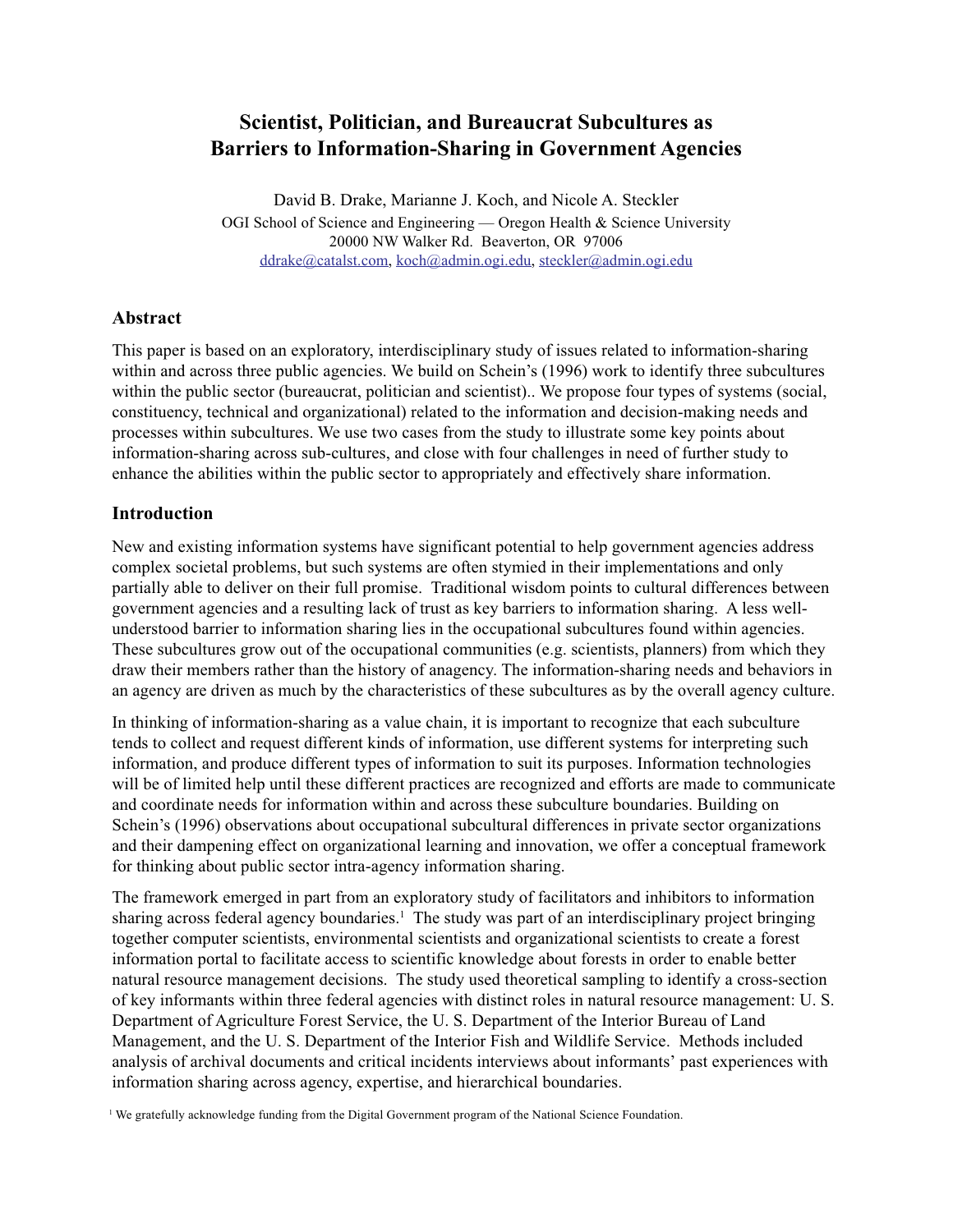# Scientist, Politician, and Bureaucrat Subcultures as Barriers to Information-Sharing in Government Agencies

David B. Drake, Marianne J. Koch, and Nicole A. Steckler
OGI School of Science and Engineering — Oregon Health & Science University
20000 NW Walker Rd. Beaverton, OR 97006
ddrake@catalst.com, koch@admin.ogi.edu, steckler@admin.ogi.edu

## Abstract

This paper is based on an exploratory, interdisciplinary study of issues related to information-sharing within and across three public agencies. We build on Schein's (1996) work to identify three subcultures within the public sector (bureaucrat, politician and scientist).. We propose four types of systems (social, constituency, technical and organizational) related to the information and decision-making needs and processes within subcultures. We use two cases from the study to illustrate some key points about information-sharing across sub-cultures, and close with four challenges in need of further study to enhance the abilities within the public sector to appropriately and effectively share information.

## Introduction

New and existing information systems have significant potential to help government agencies address complex societal problems, but such systems are often stymied in their implementations and only partially able to deliver on their full promise. Traditional wisdom points to cultural differences between government agencies and a resulting lack of trust as key barriers to information sharing. A less well-understood barrier to information sharing lies in the occupational subcultures found within agencies. These subcultures grow out of the occupational communities (e.g. scientists, planners) from which they draw their members rather than the history of anagency. The information-sharing needs and behaviors in an agency are driven as much by the characteristics of these subcultures as by the overall agency culture.

In thinking of information-sharing as a value chain, it is important to recognize that each subculture tends to collect and request different kinds of information, use different systems for interpreting such information, and produce different types of information to suit its purposes. Information technologies will be of limited help until these different practices are recognized and efforts are made to communicate and coordinate needs for information within and across these subculture boundaries. Building on Schein's (1996) observations about occupational subcultural differences in private sector organizations and their dampening effect on organizational learning and innovation, we offer a conceptual framework for thinking about public sector intra-agency information sharing.

The framework emerged in part from an exploratory study of facilitators and inhibitors to information sharing across federal agency boundaries.[1] The study was part of an interdisciplinary project bringing together computer scientists, environmental scientists and organizational scientists to create a forest information portal to facilitate access to scientific knowledge about forests in order to enable better natural resource management decisions. The study used theoretical sampling to identify a cross-section of key informants within three federal agencies with distinct roles in natural resource management: U. S. Department of Agriculture Forest Service, the U. S. Department of the Interior Bureau of Land Management, and the U. S. Department of the Interior Fish and Wildlife Service. Methods included analysis of archival documents and critical incidents interviews about informants' past experiences with information sharing across agency, expertise, and hierarchical boundaries.

[1] We gratefully acknowledge funding from the Digital Government program of the National Science Foundation.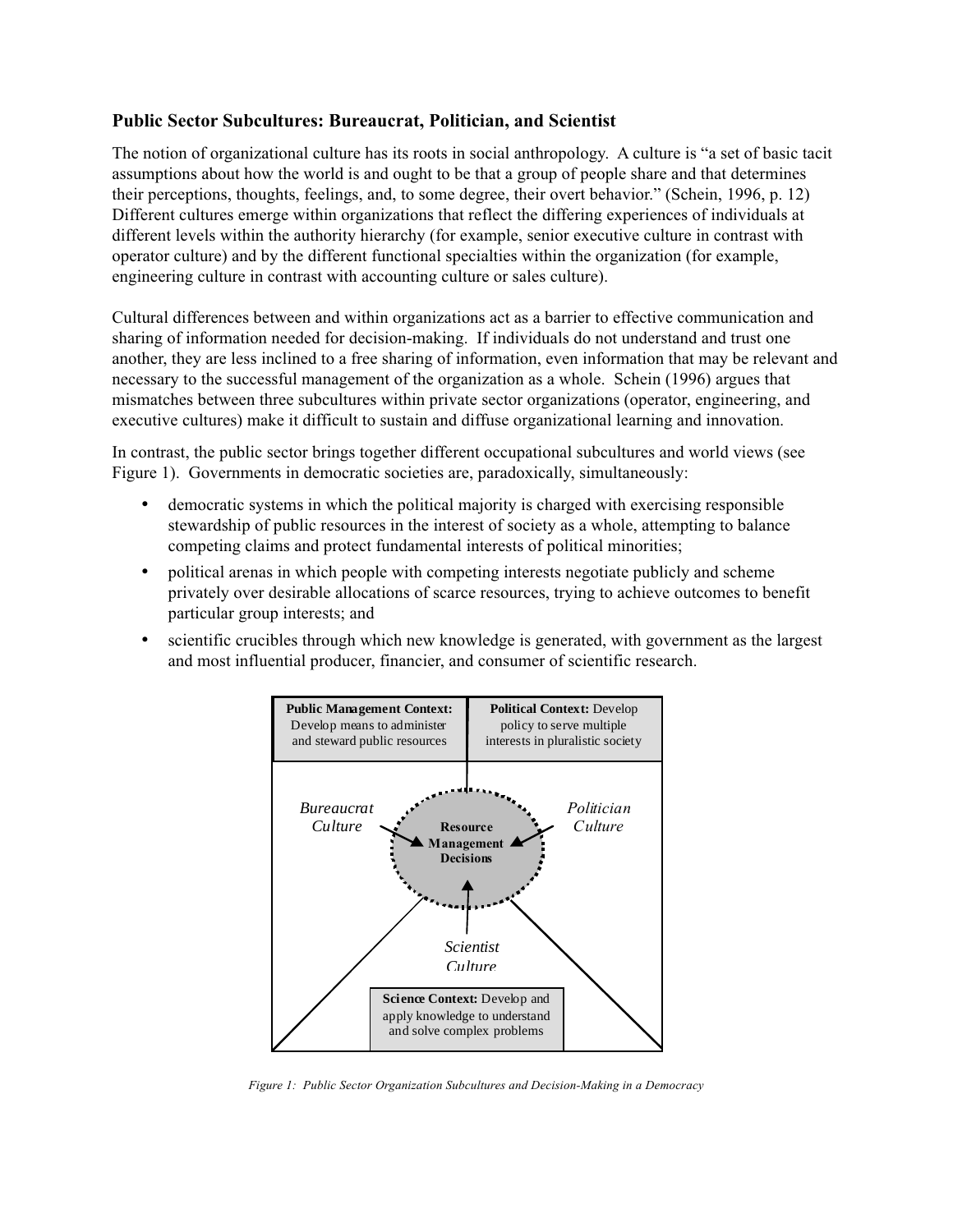## Public Sector Subcultures: Bureaucrat, Politician, and Scientist

The notion of organizational culture has its roots in social anthropology. A culture is "a set of basic tacit assumptions about how the world is and ought to be that a group of people share and that determines their perceptions, thoughts, feelings, and, to some degree, their overt behavior." (Schein, 1996, p. 12) Different cultures emerge within organizations that reflect the differing experiences of individuals at different levels within the authority hierarchy (for example, senior executive culture in contrast with operator culture) and by the different functional specialties within the organization (for example, engineering culture in contrast with accounting culture or sales culture).

Cultural differences between and within organizations act as a barrier to effective communication and sharing of information needed for decision-making. If individuals do not understand and trust one another, they are less inclined to a free sharing of information, even information that may be relevant and necessary to the successful management of the organization as a whole. Schein (1996) argues that mismatches between three subcultures within private sector organizations (operator, engineering, and executive cultures) make it difficult to sustain and diffuse organizational learning and innovation.

In contrast, the public sector brings together different occupational subcultures and world views (see Figure 1). Governments in democratic societies are, paradoxically, simultaneously:

- democratic systems in which the political majority is charged with exercising responsible stewardship of public resources in the interest of society as a whole, attempting to balance competing claims and protect fundamental interests of political minorities;
- political arenas in which people with competing interests negotiate publicly and scheme privately over desirable allocations of scarce resources, trying to achieve outcomes to benefit particular group interests; and
- scientific crucibles through which new knowledge is generated, with government as the largest and most influential producer, financier, and consumer of scientific research.

*Figure 1: Public Sector Organization Subcultures and Decision-Making in a Democracy*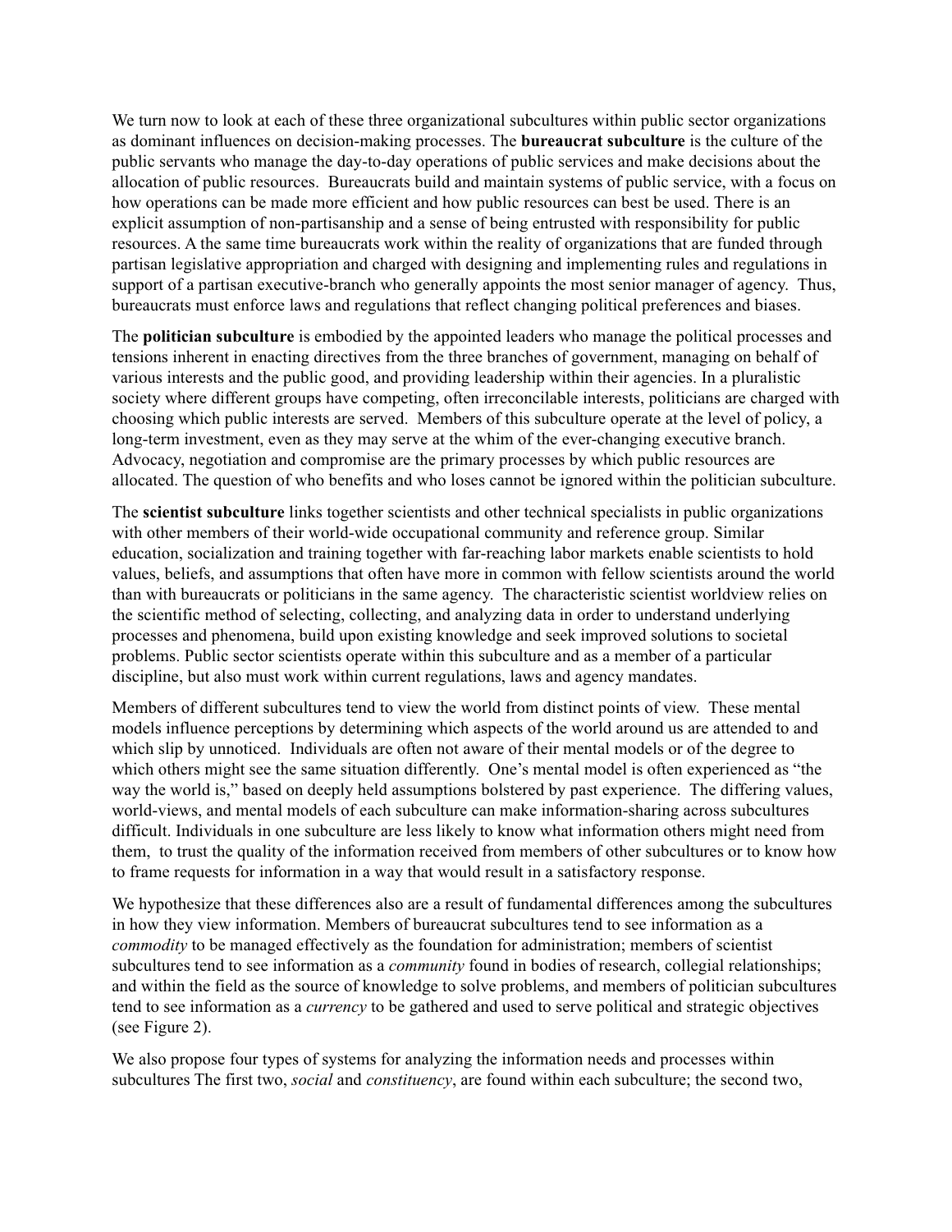We turn now to look at each of these three organizational subcultures within public sector organizations as dominant influences on decision-making processes. The **bureaucrat subculture** is the culture of the public servants who manage the day-to-day operations of public services and make decisions about the allocation of public resources. Bureaucrats build and maintain systems of public service, with a focus on how operations can be made more efficient and how public resources can best be used. There is an explicit assumption of non-partisanship and a sense of being entrusted with responsibility for public resources. A the same time bureaucrats work within the reality of organizations that are funded through partisan legislative appropriation and charged with designing and implementing rules and regulations in support of a partisan executive-branch who generally appoints the most senior manager of agency. Thus, bureaucrats must enforce laws and regulations that reflect changing political preferences and biases.

The **politician subculture** is embodied by the appointed leaders who manage the political processes and tensions inherent in enacting directives from the three branches of government, managing on behalf of various interests and the public good, and providing leadership within their agencies. In a pluralistic society where different groups have competing, often irreconcilable interests, politicians are charged with choosing which public interests are served. Members of this subculture operate at the level of policy, a long-term investment, even as they may serve at the whim of the ever-changing executive branch. Advocacy, negotiation and compromise are the primary processes by which public resources are allocated. The question of who benefits and who loses cannot be ignored within the politician subculture.

The **scientist subculture** links together scientists and other technical specialists in public organizations with other members of their world-wide occupational community and reference group. Similar education, socialization and training together with far-reaching labor markets enable scientists to hold values, beliefs, and assumptions that often have more in common with fellow scientists around the world than with bureaucrats or politicians in the same agency. The characteristic scientist worldview relies on the scientific method of selecting, collecting, and analyzing data in order to understand underlying processes and phenomena, build upon existing knowledge and seek improved solutions to societal problems. Public sector scientists operate within this subculture and as a member of a particular discipline, but also must work within current regulations, laws and agency mandates.

Members of different subcultures tend to view the world from distinct points of view. These mental models influence perceptions by determining which aspects of the world around us are attended to and which slip by unnoticed. Individuals are often not aware of their mental models or of the degree to which others might see the same situation differently. One's mental model is often experienced as "the way the world is," based on deeply held assumptions bolstered by past experience. The differing values, world-views, and mental models of each subculture can make information-sharing across subcultures difficult. Individuals in one subculture are less likely to know what information others might need from them, to trust the quality of the information received from members of other subcultures or to know how to frame requests for information in a way that would result in a satisfactory response.

We hypothesize that these differences also are a result of fundamental differences among the subcultures in how they view information. Members of bureaucrat subcultures tend to see information as a *commodity* to be managed effectively as the foundation for administration; members of scientist subcultures tend to see information as a *community* found in bodies of research, collegial relationships; and within the field as the source of knowledge to solve problems, and members of politician subcultures tend to see information as a *currency* to be gathered and used to serve political and strategic objectives (see Figure 2).

We also propose four types of systems for analyzing the information needs and processes within subcultures The first two, *social* and *constituency*, are found within each subculture; the second two,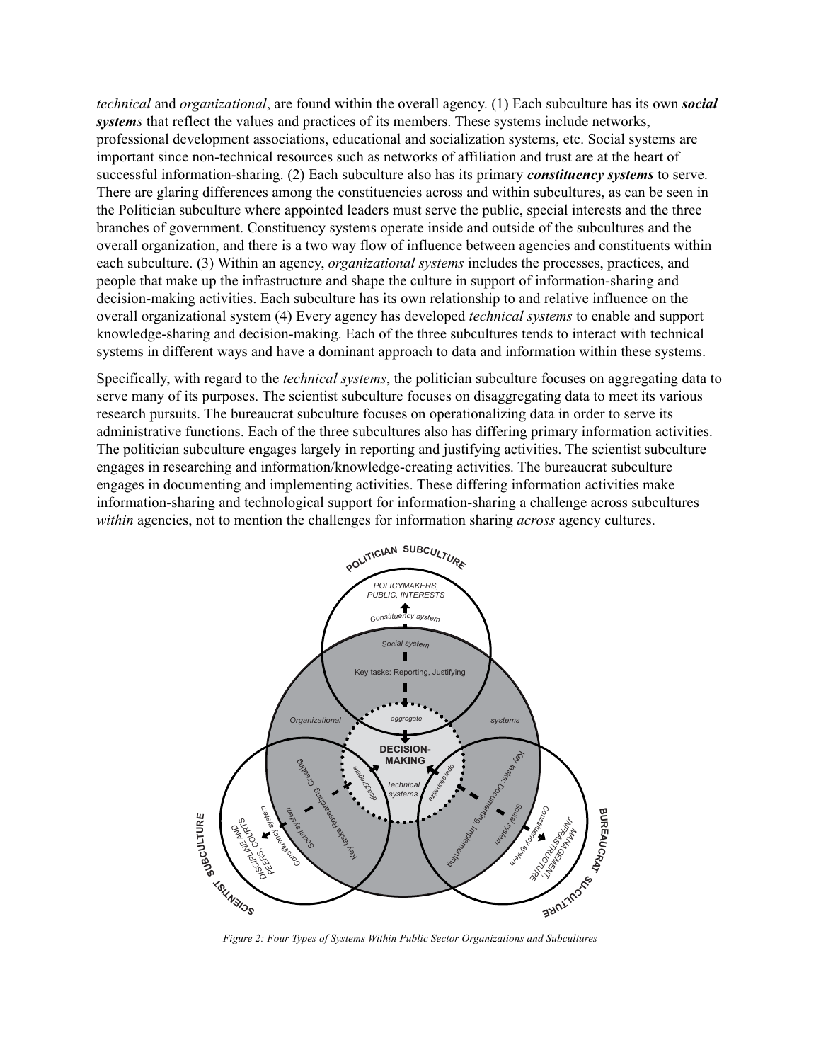*technical* and *organizational*, are found within the overall agency. (1) Each subculture has its own ***social systems*** that reflect the values and practices of its members. These systems include networks, professional development associations, educational and socialization systems, etc. Social systems are important since non-technical resources such as networks of affiliation and trust are at the heart of successful information-sharing. (2) Each subculture also has its primary ***constituency systems*** to serve. There are glaring differences among the constituencies across and within subcultures, as can be seen in the Politician subculture where appointed leaders must serve the public, special interests and the three branches of government. Constituency systems operate inside and outside of the subcultures and the overall organization, and there is a two way flow of influence between agencies and constituents within each subculture. (3) Within an agency, *organizational systems* includes the processes, practices, and people that make up the infrastructure and shape the culture in support of information-sharing and decision-making activities. Each subculture has its own relationship to and relative influence on the overall organizational system (4) Every agency has developed *technical systems* to enable and support knowledge-sharing and decision-making. Each of the three subcultures tends to interact with technical systems in different ways and have a dominant approach to data and information within these systems.

Specifically, with regard to the *technical systems*, the politician subculture focuses on aggregating data to serve many of its purposes. The scientist subculture focuses on disaggregating data to meet its various research pursuits. The bureaucrat subculture focuses on operationalizing data in order to serve its administrative functions. Each of the three subcultures also has differing primary information activities. The politician subculture engages largely in reporting and justifying activities. The scientist subculture engages in researching and information/knowledge-creating activities. The bureaucrat subculture engages in documenting and implementing activities. These differing information activities make information-sharing and technological support for information-sharing a challenge across subcultures *within* agencies, not to mention the challenges for information sharing *across* agency cultures.

*Figure 2: Four Types of Systems Within Public Sector Organizations and Subcultures*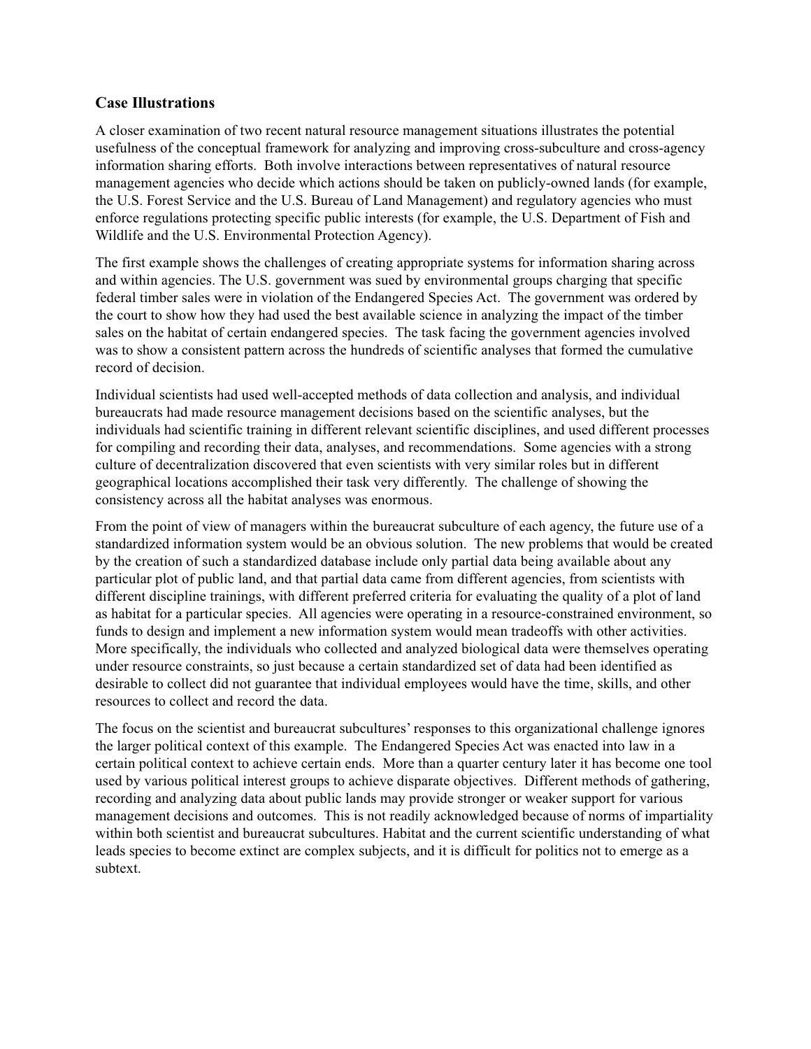### Case Illustrations

A closer examination of two recent natural resource management situations illustrates the potential usefulness of the conceptual framework for analyzing and improving cross-subculture and cross-agency information sharing efforts. Both involve interactions between representatives of natural resource management agencies who decide which actions should be taken on publicly-owned lands (for example, the U.S. Forest Service and the U.S. Bureau of Land Management) and regulatory agencies who must enforce regulations protecting specific public interests (for example, the U.S. Department of Fish and Wildlife and the U.S. Environmental Protection Agency).

The first example shows the challenges of creating appropriate systems for information sharing across and within agencies. The U.S. government was sued by environmental groups charging that specific federal timber sales were in violation of the Endangered Species Act. The government was ordered by the court to show how they had used the best available science in analyzing the impact of the timber sales on the habitat of certain endangered species. The task facing the government agencies involved was to show a consistent pattern across the hundreds of scientific analyses that formed the cumulative record of decision.

Individual scientists had used well-accepted methods of data collection and analysis, and individual bureaucrats had made resource management decisions based on the scientific analyses, but the individuals had scientific training in different relevant scientific disciplines, and used different processes for compiling and recording their data, analyses, and recommendations. Some agencies with a strong culture of decentralization discovered that even scientists with very similar roles but in different geographical locations accomplished their task very differently. The challenge of showing the consistency across all the habitat analyses was enormous.

From the point of view of managers within the bureaucrat subculture of each agency, the future use of a standardized information system would be an obvious solution. The new problems that would be created by the creation of such a standardized database include only partial data being available about any particular plot of public land, and that partial data came from different agencies, from scientists with different discipline trainings, with different preferred criteria for evaluating the quality of a plot of land as habitat for a particular species. All agencies were operating in a resource-constrained environment, so funds to design and implement a new information system would mean tradeoffs with other activities. More specifically, the individuals who collected and analyzed biological data were themselves operating under resource constraints, so just because a certain standardized set of data had been identified as desirable to collect did not guarantee that individual employees would have the time, skills, and other resources to collect and record the data.

The focus on the scientist and bureaucrat subcultures' responses to this organizational challenge ignores the larger political context of this example. The Endangered Species Act was enacted into law in a certain political context to achieve certain ends. More than a quarter century later it has become one tool used by various political interest groups to achieve disparate objectives. Different methods of gathering, recording and analyzing data about public lands may provide stronger or weaker support for various management decisions and outcomes. This is not readily acknowledged because of norms of impartiality within both scientist and bureaucrat subcultures. Habitat and the current scientific understanding of what leads species to become extinct are complex subjects, and it is difficult for politics not to emerge as a subtext.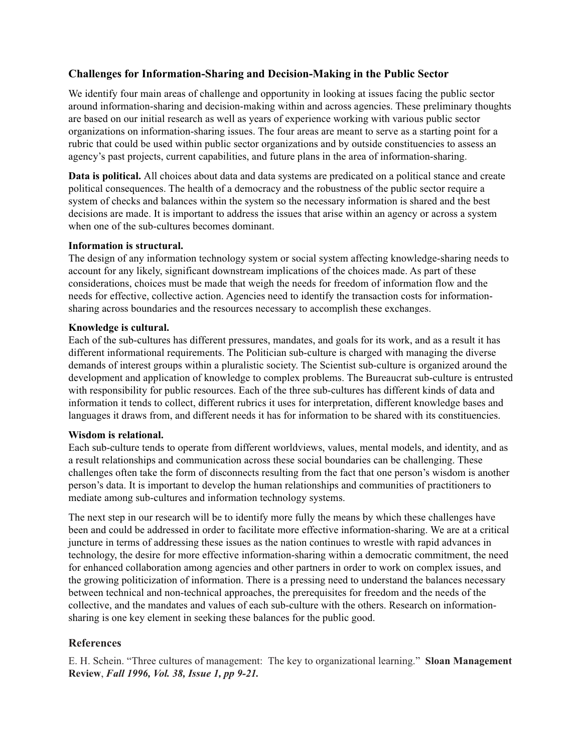## Challenges for Information-Sharing and Decision-Making in the Public Sector

We identify four main areas of challenge and opportunity in looking at issues facing the public sector around information-sharing and decision-making within and across agencies. These preliminary thoughts are based on our initial research as well as years of experience working with various public sector organizations on information-sharing issues. The four areas are meant to serve as a starting point for a rubric that could be used within public sector organizations and by outside constituencies to assess an agency's past projects, current capabilities, and future plans in the area of information-sharing.

**Data is political.** All choices about data and data systems are predicated on a political stance and create political consequences. The health of a democracy and the robustness of the public sector require a system of checks and balances within the system so the necessary information is shared and the best decisions are made. It is important to address the issues that arise within an agency or across a system when one of the sub-cultures becomes dominant.

**Information is structural.**
The design of any information technology system or social system affecting knowledge-sharing needs to account for any likely, significant downstream implications of the choices made. As part of these considerations, choices must be made that weigh the needs for freedom of information flow and the needs for effective, collective action. Agencies need to identify the transaction costs for information-sharing across boundaries and the resources necessary to accomplish these exchanges.

**Knowledge is cultural.**
Each of the sub-cultures has different pressures, mandates, and goals for its work, and as a result it has different informational requirements. The Politician sub-culture is charged with managing the diverse demands of interest groups within a pluralistic society. The Scientist sub-culture is organized around the development and application of knowledge to complex problems. The Bureaucrat sub-culture is entrusted with responsibility for public resources. Each of the three sub-cultures has different kinds of data and information it tends to collect, different rubrics it uses for interpretation, different knowledge bases and languages it draws from, and different needs it has for information to be shared with its constituencies.

**Wisdom is relational.**
Each sub-culture tends to operate from different worldviews, values, mental models, and identity, and as a result relationships and communication across these social boundaries can be challenging. These challenges often take the form of disconnects resulting from the fact that one person's wisdom is another person's data. It is important to develop the human relationships and communities of practitioners to mediate among sub-cultures and information technology systems.

The next step in our research will be to identify more fully the means by which these challenges have been and could be addressed in order to facilitate more effective information-sharing. We are at a critical juncture in terms of addressing these issues as the nation continues to wrestle with rapid advances in technology, the desire for more effective information-sharing within a democratic commitment, the need for enhanced collaboration among agencies and other partners in order to work on complex issues, and the growing politicization of information. There is a pressing need to understand the balances necessary between technical and non-technical approaches, the prerequisites for freedom and the needs of the collective, and the mandates and values of each sub-culture with the others. Research on information-sharing is one key element in seeking these balances for the public good.

## References

E. H. Schein. "Three cultures of management: The key to organizational learning." **Sloan Management Review**, ***Fall 1996, Vol. 38, Issue 1, pp 9-21.***